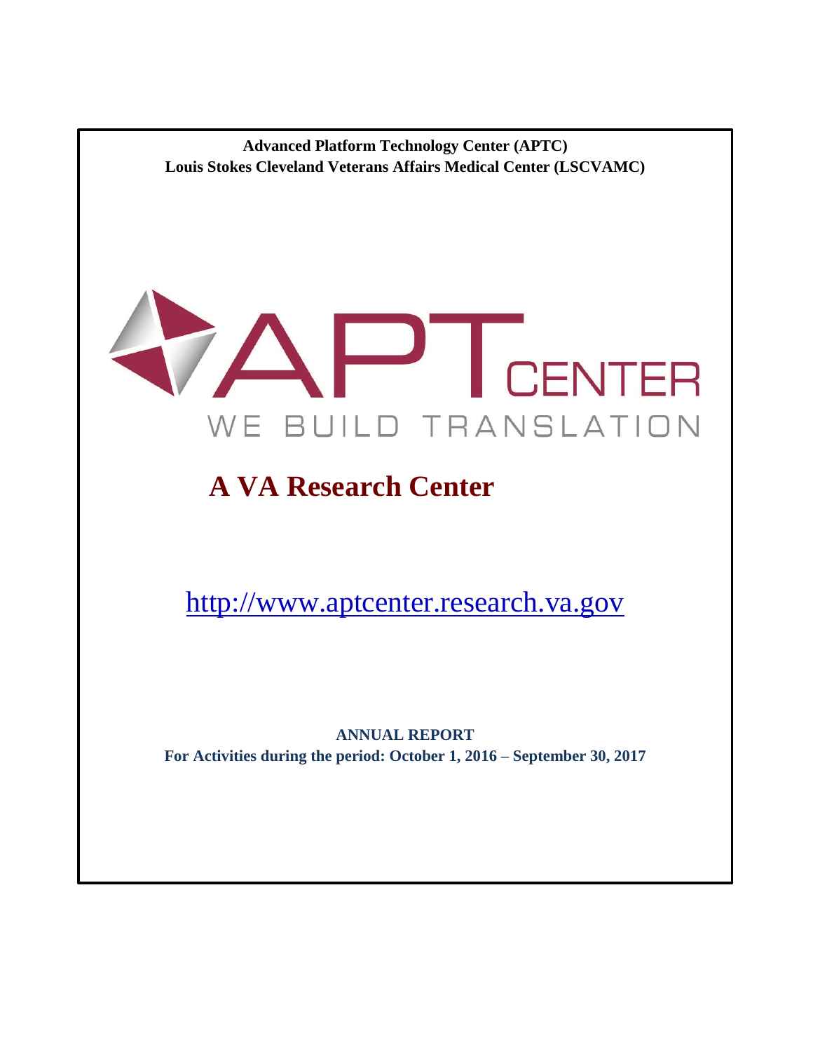**Advanced Platform Technology Center (APTC)**
**Louis Stokes Cleveland Veterans Affairs Medical Center (LSCVAMC)**

# APT CENTER

WE BUILD TRANSLATION

## A VA Research Center

http://www.aptcenter.research.va.gov

**ANNUAL REPORT**
**For Activities during the period: October 1, 2016 – September 30, 2017**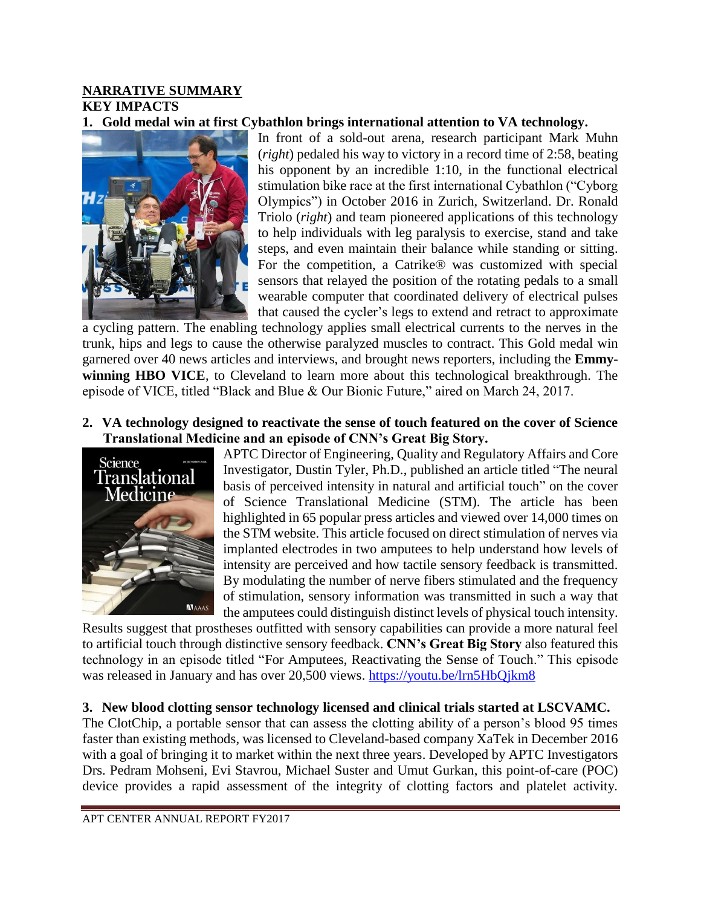## NARRATIVE SUMMARY

### KEY IMPACTS

**1. Gold medal win at first Cybathlon brings international attention to VA technology.**

In front of a sold-out arena, research participant Mark Muhn (*right*) pedaled his way to victory in a record time of 2:58, beating his opponent by an incredible 1:10, in the functional electrical stimulation bike race at the first international Cybathlon ("Cyborg Olympics") in October 2016 in Zurich, Switzerland. Dr. Ronald Triolo (*right*) and team pioneered applications of this technology to help individuals with leg paralysis to exercise, stand and take steps, and even maintain their balance while standing or sitting. For the competition, a Catrike® was customized with special sensors that relayed the position of the rotating pedals to a small wearable computer that coordinated delivery of electrical pulses that caused the cycler's legs to extend and retract to approximate a cycling pattern. The enabling technology applies small electrical currents to the nerves in the trunk, hips and legs to cause the otherwise paralyzed muscles to contract. This Gold medal win garnered over 40 news articles and interviews, and brought news reporters, including the **Emmy-winning HBO VICE**, to Cleveland to learn more about this technological breakthrough. The episode of VICE, titled "Black and Blue & Our Bionic Future," aired on March 24, 2017.

**2. VA technology designed to reactivate the sense of touch featured on the cover of Science Translational Medicine and an episode of CNN's Great Big Story.**

APTC Director of Engineering, Quality and Regulatory Affairs and Core Investigator, Dustin Tyler, Ph.D., published an article titled "The neural basis of perceived intensity in natural and artificial touch" on the cover of Science Translational Medicine (STM). The article has been highlighted in 65 popular press articles and viewed over 14,000 times on the STM website. This article focused on direct stimulation of nerves via implanted electrodes in two amputees to help understand how levels of intensity are perceived and how tactile sensory feedback is transmitted. By modulating the number of nerve fibers stimulated and the frequency of stimulation, sensory information was transmitted in such a way that the amputees could distinguish distinct levels of physical touch intensity. Results suggest that prostheses outfitted with sensory capabilities can provide a more natural feel to artificial touch through distinctive sensory feedback. **CNN's Great Big Story** also featured this technology in an episode titled "For Amputees, Reactivating the Sense of Touch." This episode was released in January and has over 20,500 views. https://youtu.be/lrn5HbQjkm8

**3. New blood clotting sensor technology licensed and clinical trials started at LSCVAMC.**

The ClotChip, a portable sensor that can assess the clotting ability of a person's blood 95 times faster than existing methods, was licensed to Cleveland-based company XaTek in December 2016 with a goal of bringing it to market within the next three years. Developed by APTC Investigators Drs. Pedram Mohseni, Evi Stavrou, Michael Suster and Umut Gurkan, this point-of-care (POC) device provides a rapid assessment of the integrity of clotting factors and platelet activity.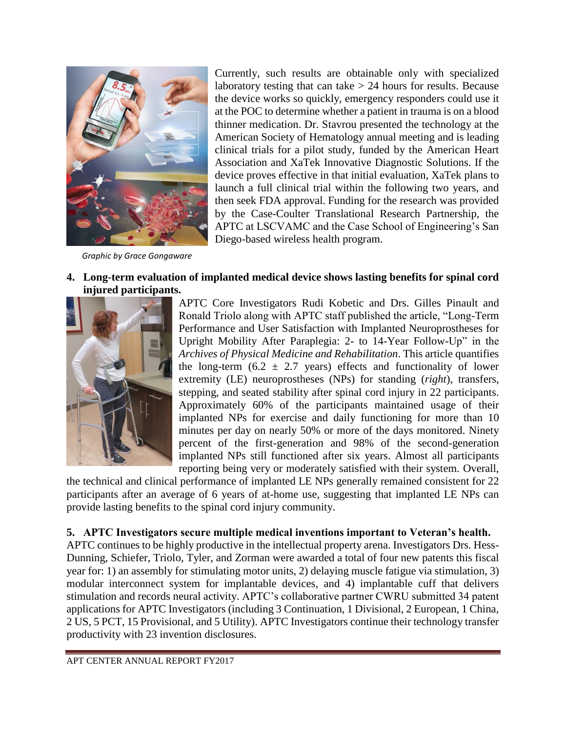Currently, such results are obtainable only with specialized laboratory testing that can take > 24 hours for results. Because the device works so quickly, emergency responders could use it at the POC to determine whether a patient in trauma is on a blood thinner medication. Dr. Stavrou presented the technology at the American Society of Hematology annual meeting and is leading clinical trials for a pilot study, funded by the American Heart Association and XaTek Innovative Diagnostic Solutions. If the device proves effective in that initial evaluation, XaTek plans to launch a full clinical trial within the following two years, and then seek FDA approval. Funding for the research was provided by the Case-Coulter Translational Research Partnership, the APTC at LSCVAMC and the Case School of Engineering's San Diego-based wireless health program.

*Graphic by Grace Gongaware*

**4. Long-term evaluation of implanted medical device shows lasting benefits for spinal cord injured participants.**

APTC Core Investigators Rudi Kobetic and Drs. Gilles Pinault and Ronald Triolo along with APTC staff published the article, "Long-Term Performance and User Satisfaction with Implanted Neuroprostheses for Upright Mobility After Paraplegia: 2- to 14-Year Follow-Up" in the *Archives of Physical Medicine and Rehabilitation*. This article quantifies the long-term (6.2 ± 2.7 years) effects and functionality of lower extremity (LE) neuroprostheses (NPs) for standing (*right*), transfers, stepping, and seated stability after spinal cord injury in 22 participants. Approximately 60% of the participants maintained usage of their implanted NPs for exercise and daily functioning for more than 10 minutes per day on nearly 50% or more of the days monitored. Ninety percent of the first-generation and 98% of the second-generation implanted NPs still functioned after six years. Almost all participants reporting being very or moderately satisfied with their system. Overall, the technical and clinical performance of implanted LE NPs generally remained consistent for 22 participants after an average of 6 years of at-home use, suggesting that implanted LE NPs can provide lasting benefits to the spinal cord injury community.

**5. APTC Investigators secure multiple medical inventions important to Veteran's health.**

APTC continues to be highly productive in the intellectual property arena. Investigators Drs. Hess-Dunning, Schiefer, Triolo, Tyler, and Zorman were awarded a total of four new patents this fiscal year for: 1) an assembly for stimulating motor units, 2) delaying muscle fatigue via stimulation, 3) modular interconnect system for implantable devices, and 4) implantable cuff that delivers stimulation and records neural activity. APTC's collaborative partner CWRU submitted 34 patent applications for APTC Investigators (including 3 Continuation, 1 Divisional, 2 European, 1 China, 2 US, 5 PCT, 15 Provisional, and 5 Utility). APTC Investigators continue their technology transfer productivity with 23 invention disclosures.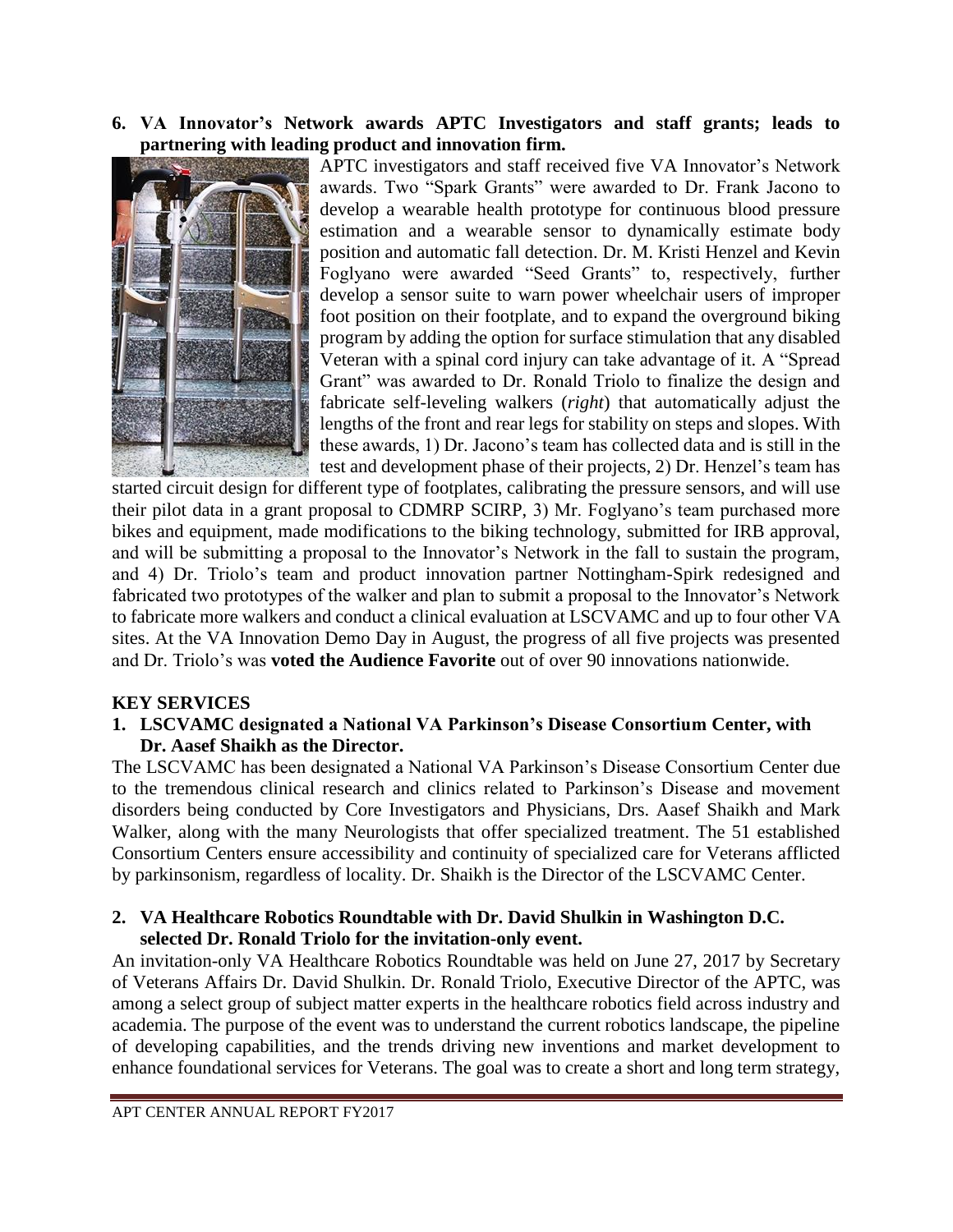**6. VA Innovator's Network awards APTC Investigators and staff grants; leads to partnering with leading product and innovation firm.**

APTC investigators and staff received five VA Innovator's Network awards. Two "Spark Grants" were awarded to Dr. Frank Jacono to develop a wearable health prototype for continuous blood pressure estimation and a wearable sensor to dynamically estimate body position and automatic fall detection. Dr. M. Kristi Henzel and Kevin Foglyano were awarded "Seed Grants" to, respectively, further develop a sensor suite to warn power wheelchair users of improper foot position on their footplate, and to expand the overground biking program by adding the option for surface stimulation that any disabled Veteran with a spinal cord injury can take advantage of it. A "Spread Grant" was awarded to Dr. Ronald Triolo to finalize the design and fabricate self-leveling walkers (*right*) that automatically adjust the lengths of the front and rear legs for stability on steps and slopes. With these awards, 1) Dr. Jacono's team has collected data and is still in the test and development phase of their projects, 2) Dr. Henzel's team has started circuit design for different type of footplates, calibrating the pressure sensors, and will use their pilot data in a grant proposal to CDMRP SCIRP, 3) Mr. Foglyano's team purchased more bikes and equipment, made modifications to the biking technology, submitted for IRB approval, and will be submitting a proposal to the Innovator's Network in the fall to sustain the program, and 4) Dr. Triolo's team and product innovation partner Nottingham-Spirk redesigned and fabricated two prototypes of the walker and plan to submit a proposal to the Innovator's Network to fabricate more walkers and conduct a clinical evaluation at LSCVAMC and up to four other VA sites. At the VA Innovation Demo Day in August, the progress of all five projects was presented and Dr. Triolo's was **voted the Audience Favorite** out of over 90 innovations nationwide.

## KEY SERVICES

**1. LSCVAMC designated a National VA Parkinson's Disease Consortium Center, with Dr. Aasef Shaikh as the Director.**

The LSCVAMC has been designated a National VA Parkinson's Disease Consortium Center due to the tremendous clinical research and clinics related to Parkinson's Disease and movement disorders being conducted by Core Investigators and Physicians, Drs. Aasef Shaikh and Mark Walker, along with the many Neurologists that offer specialized treatment. The 51 established Consortium Centers ensure accessibility and continuity of specialized care for Veterans afflicted by parkinsonism, regardless of locality. Dr. Shaikh is the Director of the LSCVAMC Center.

**2. VA Healthcare Robotics Roundtable with Dr. David Shulkin in Washington D.C. selected Dr. Ronald Triolo for the invitation-only event.**

An invitation-only VA Healthcare Robotics Roundtable was held on June 27, 2017 by Secretary of Veterans Affairs Dr. David Shulkin. Dr. Ronald Triolo, Executive Director of the APTC, was among a select group of subject matter experts in the healthcare robotics field across industry and academia. The purpose of the event was to understand the current robotics landscape, the pipeline of developing capabilities, and the trends driving new inventions and market development to enhance foundational services for Veterans. The goal was to create a short and long term strategy,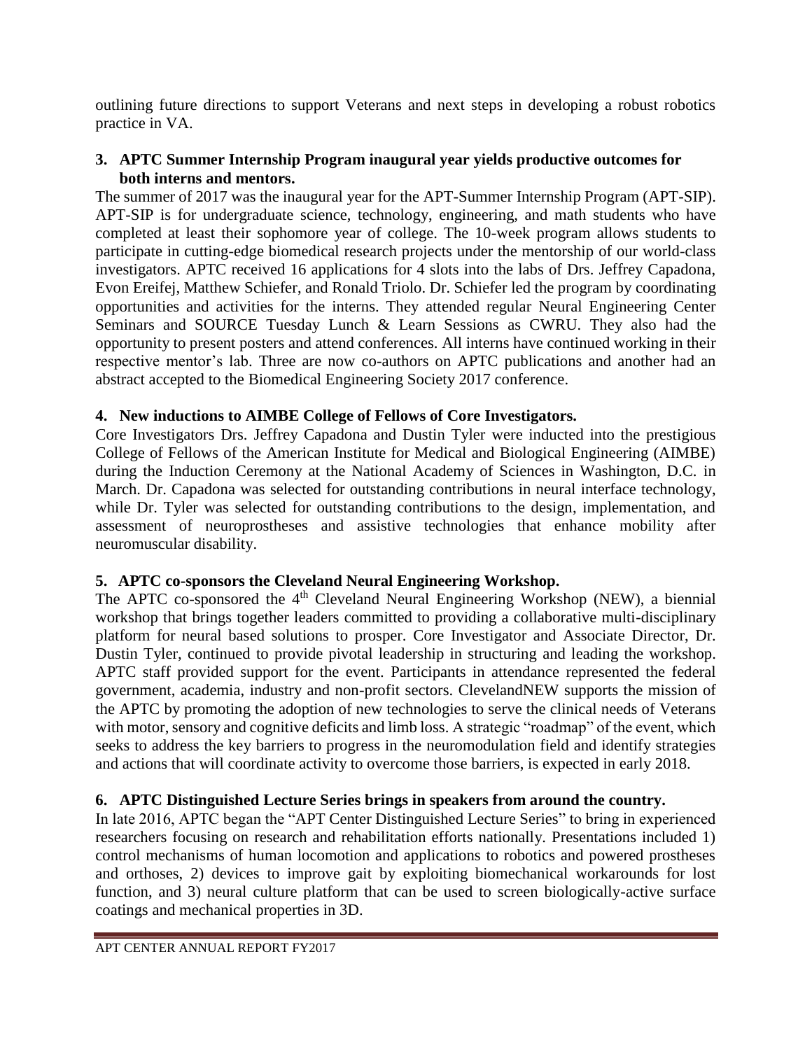outlining future directions to support Veterans and next steps in developing a robust robotics practice in VA.

**3. APTC Summer Internship Program inaugural year yields productive outcomes for both interns and mentors.**

The summer of 2017 was the inaugural year for the APT-Summer Internship Program (APT-SIP). APT-SIP is for undergraduate science, technology, engineering, and math students who have completed at least their sophomore year of college. The 10-week program allows students to participate in cutting-edge biomedical research projects under the mentorship of our world-class investigators. APTC received 16 applications for 4 slots into the labs of Drs. Jeffrey Capadona, Evon Ereifej, Matthew Schiefer, and Ronald Triolo. Dr. Schiefer led the program by coordinating opportunities and activities for the interns. They attended regular Neural Engineering Center Seminars and SOURCE Tuesday Lunch & Learn Sessions as CWRU. They also had the opportunity to present posters and attend conferences. All interns have continued working in their respective mentor's lab. Three are now co-authors on APTC publications and another had an abstract accepted to the Biomedical Engineering Society 2017 conference.

**4. New inductions to AIMBE College of Fellows of Core Investigators.**

Core Investigators Drs. Jeffrey Capadona and Dustin Tyler were inducted into the prestigious College of Fellows of the American Institute for Medical and Biological Engineering (AIMBE) during the Induction Ceremony at the National Academy of Sciences in Washington, D.C. in March. Dr. Capadona was selected for outstanding contributions in neural interface technology, while Dr. Tyler was selected for outstanding contributions to the design, implementation, and assessment of neuroprostheses and assistive technologies that enhance mobility after neuromuscular disability.

**5. APTC co-sponsors the Cleveland Neural Engineering Workshop.**

The APTC co-sponsored the 4th Cleveland Neural Engineering Workshop (NEW), a biennial workshop that brings together leaders committed to providing a collaborative multi-disciplinary platform for neural based solutions to prosper. Core Investigator and Associate Director, Dr. Dustin Tyler, continued to provide pivotal leadership in structuring and leading the workshop. APTC staff provided support for the event. Participants in attendance represented the federal government, academia, industry and non-profit sectors. ClevelandNEW supports the mission of the APTC by promoting the adoption of new technologies to serve the clinical needs of Veterans with motor, sensory and cognitive deficits and limb loss. A strategic "roadmap" of the event, which seeks to address the key barriers to progress in the neuromodulation field and identify strategies and actions that will coordinate activity to overcome those barriers, is expected in early 2018.

**6. APTC Distinguished Lecture Series brings in speakers from around the country.**

In late 2016, APTC began the "APT Center Distinguished Lecture Series" to bring in experienced researchers focusing on research and rehabilitation efforts nationally. Presentations included 1) control mechanisms of human locomotion and applications to robotics and powered prostheses and orthoses, 2) devices to improve gait by exploiting biomechanical workarounds for lost function, and 3) neural culture platform that can be used to screen biologically-active surface coatings and mechanical properties in 3D.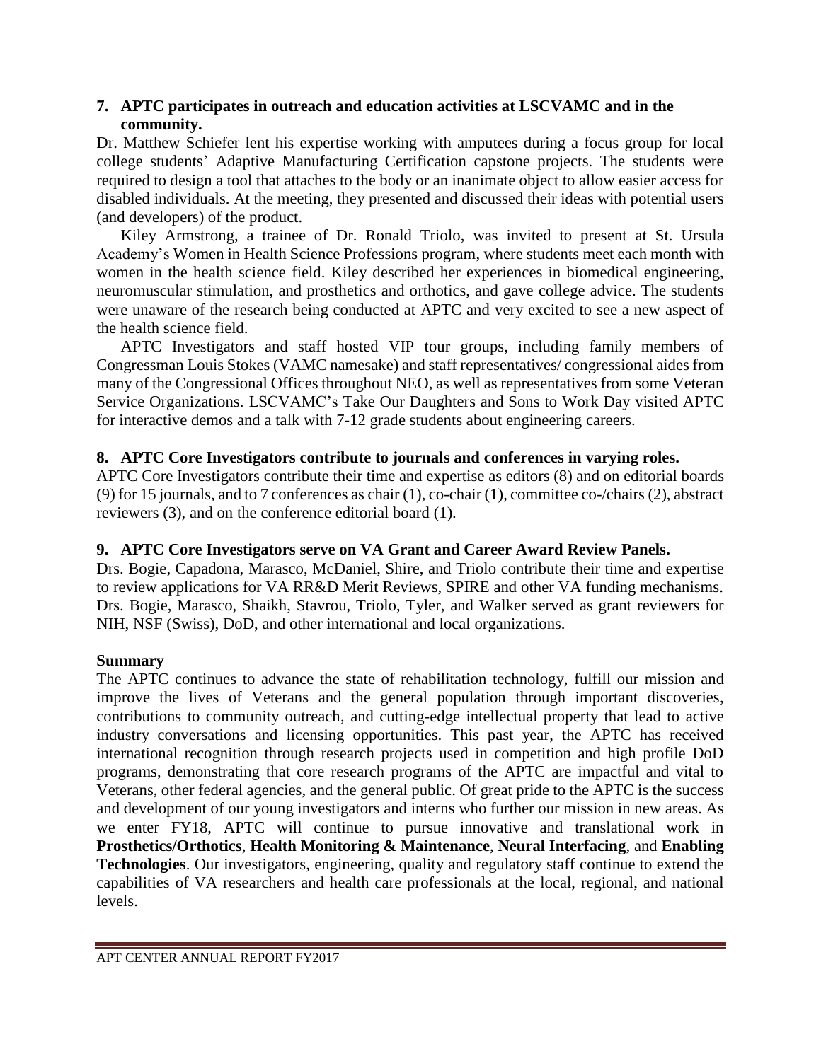**7. APTC participates in outreach and education activities at LSCVAMC and in the community.**

Dr. Matthew Schiefer lent his expertise working with amputees during a focus group for local college students' Adaptive Manufacturing Certification capstone projects. The students were required to design a tool that attaches to the body or an inanimate object to allow easier access for disabled individuals. At the meeting, they presented and discussed their ideas with potential users (and developers) of the product.

Kiley Armstrong, a trainee of Dr. Ronald Triolo, was invited to present at St. Ursula Academy's Women in Health Science Professions program, where students meet each month with women in the health science field. Kiley described her experiences in biomedical engineering, neuromuscular stimulation, and prosthetics and orthotics, and gave college advice. The students were unaware of the research being conducted at APTC and very excited to see a new aspect of the health science field.

APTC Investigators and staff hosted VIP tour groups, including family members of Congressman Louis Stokes (VAMC namesake) and staff representatives/ congressional aides from many of the Congressional Offices throughout NEO, as well as representatives from some Veteran Service Organizations. LSCVAMC's Take Our Daughters and Sons to Work Day visited APTC for interactive demos and a talk with 7-12 grade students about engineering careers.

**8. APTC Core Investigators contribute to journals and conferences in varying roles.**

APTC Core Investigators contribute their time and expertise as editors (8) and on editorial boards (9) for 15 journals, and to 7 conferences as chair (1), co-chair (1), committee co-/chairs (2), abstract reviewers (3), and on the conference editorial board (1).

**9. APTC Core Investigators serve on VA Grant and Career Award Review Panels.**

Drs. Bogie, Capadona, Marasco, McDaniel, Shire, and Triolo contribute their time and expertise to review applications for VA RR&D Merit Reviews, SPIRE and other VA funding mechanisms. Drs. Bogie, Marasco, Shaikh, Stavrou, Triolo, Tyler, and Walker served as grant reviewers for NIH, NSF (Swiss), DoD, and other international and local organizations.

**Summary**

The APTC continues to advance the state of rehabilitation technology, fulfill our mission and improve the lives of Veterans and the general population through important discoveries, contributions to community outreach, and cutting-edge intellectual property that lead to active industry conversations and licensing opportunities. This past year, the APTC has received international recognition through research projects used in competition and high profile DoD programs, demonstrating that core research programs of the APTC are impactful and vital to Veterans, other federal agencies, and the general public. Of great pride to the APTC is the success and development of our young investigators and interns who further our mission in new areas. As we enter FY18, APTC will continue to pursue innovative and translational work in **Prosthetics/Orthotics**, **Health Monitoring & Maintenance**, **Neural Interfacing**, and **Enabling Technologies**. Our investigators, engineering, quality and regulatory staff continue to extend the capabilities of VA researchers and health care professionals at the local, regional, and national levels.